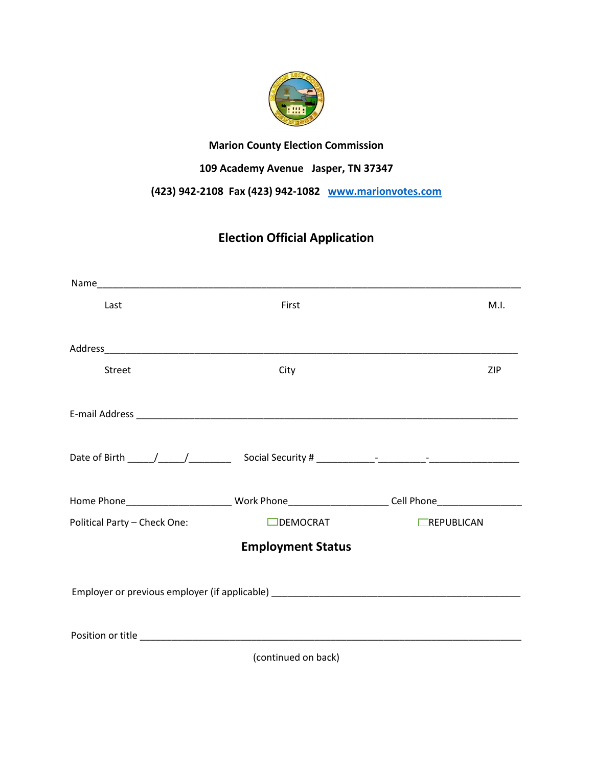**Marion County Election Commission**

**109 Academy Avenue   Jasper, TN 37347**

**(423) 942-2108  Fax (423) 942-1082   [www.marionvotes.com](http://www.marionvotes.com)**

## Election Official Application

Name_______________________________________________________________________________

Last                                        First                                        M.I.

Address_____________________________________________________________________________

Street                                        City                                        ZIP

E-mail Address ______________________________________________________________________

Date of Birth _____/_____/________   Social Security # ___________-_________-_________________

Home Phone____________________ Work Phone___________________ Cell Phone________________

Political Party – Check One:   ☐DEMOCRAT   ☐REPUBLICAN

## Employment Status

Employer or previous employer (if applicable) ________________________________________________

Position or title _______________________________________________________________________

(continued on back)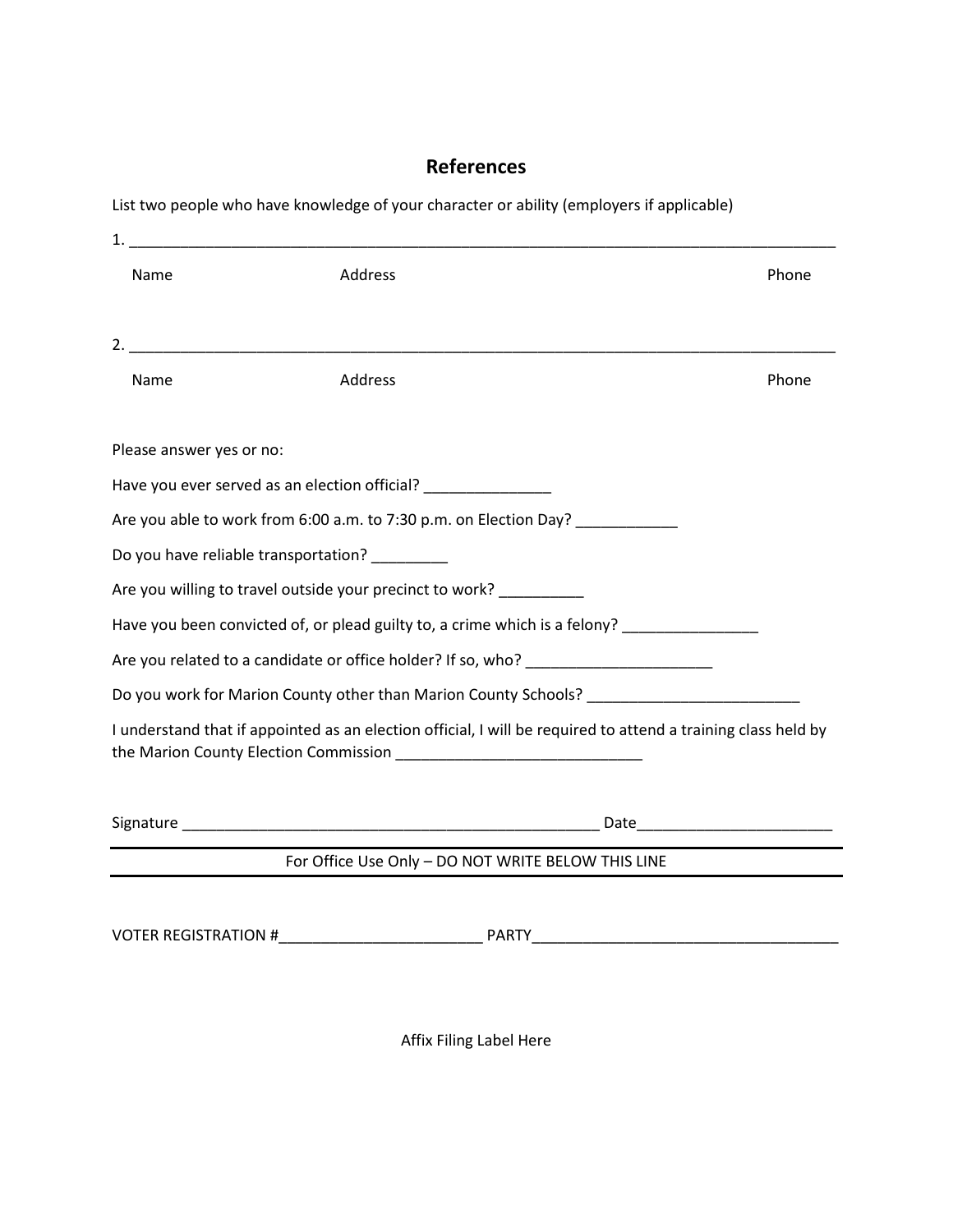## References

List two people who have knowledge of your character or ability (employers if applicable)

1. ____________________________________________________________________________________

Name Address Phone

2. ____________________________________________________________________________________

Name Address Phone

Please answer yes or no:

Have you ever served as an election official? _______________

Are you able to work from 6:00 a.m. to 7:30 p.m. on Election Day? ____________

Do you have reliable transportation? _________

Are you willing to travel outside your precinct to work? __________

Have you been convicted of, or plead guilty to, a crime which is a felony? ________________

Are you related to a candidate or office holder? If so, who? ______________________

Do you work for Marion County other than Marion County Schools? _________________________

I understand that if appointed as an election official, I will be required to attend a training class held by the Marion County Election Commission _____________________________

Signature ___________________________________________________ Date_______________________

---

For Office Use Only – DO NOT WRITE BELOW THIS LINE

---

VOTER REGISTRATION #________________________ PARTY____________________________________

Affix Filing Label Here